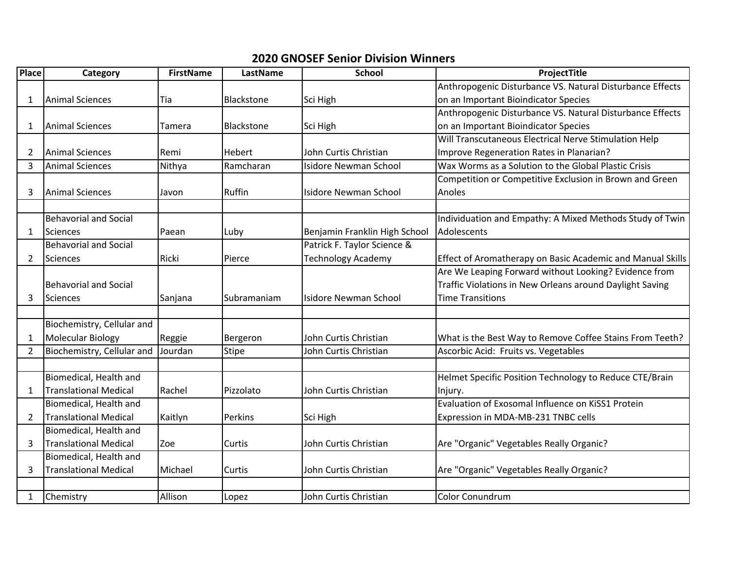## 2020 GNOSEF Senior Division Winners

| Place | Category | FirstName | LastName | School | ProjectTitle |
|---|---|---|---|---|---|
| 1 | Animal Sciences | Tia | Blackstone | Sci High | Anthropogenic Disturbance VS. Natural Disturbance Effects on an Important Bioindicator Species |
| 1 | Animal Sciences | Tamera | Blackstone | Sci High | Anthropogenic Disturbance VS. Natural Disturbance Effects on an Important Bioindicator Species |
| 2 | Animal Sciences | Remi | Hebert | John Curtis Christian | Will Transcutaneous Electrical Nerve Stimulation Help Improve Regeneration Rates in Planarian? |
| 3 | Animal Sciences | Nithya | Ramcharan | Isidore Newman School | Wax Worms as a Solution to the Global Plastic Crisis |
| 3 | Animal Sciences | Javon | Ruffin | Isidore Newman School | Competition or Competitive Exclusion in Brown and Green Anoles |
| | | | | | |
| 1 | Behavorial and Social Sciences | Paean | Luby | Benjamin Franklin High School | Individuation and Empathy: A Mixed Methods Study of Twin Adolescents |
| 2 | Behavorial and Social Sciences | Ricki | Pierce | Patrick F. Taylor Science & Technology Academy | Effect of Aromatherapy on Basic Academic and Manual Skills |
| 3 | Behavorial and Social Sciences | Sanjana | Subramaniam | Isidore Newman School | Are We Leaping Forward without Looking? Evidence from Traffic Violations in New Orleans around Daylight Saving Time Transitions |
| | | | | | |
| 1 | Biochemistry, Cellular and Molecular Biology | Reggie | Bergeron | John Curtis Christian | What is the Best Way to Remove Coffee Stains From Teeth? |
| 2 | Biochemistry, Cellular and | Jourdan | Stipe | John Curtis Christian | Ascorbic Acid: Fruits vs. Vegetables |
| | | | | | |
| 1 | Biomedical, Health and Translational Medical | Rachel | Pizzolato | John Curtis Christian | Helmet Specific Position Technology to Reduce CTE/Brain Injury. |
| 2 | Biomedical, Health and Translational Medical | Kaitlyn | Perkins | Sci High | Evaluation of Exosomal Influence on KiSS1 Protein Expression in MDA-MB-231 TNBC cells |
| 3 | Biomedical, Health and Translational Medical | Zoe | Curtis | John Curtis Christian | Are "Organic" Vegetables Really Organic? |
| 3 | Biomedical, Health and Translational Medical | Michael | Curtis | John Curtis Christian | Are "Organic" Vegetables Really Organic? |
| | | | | | |
| 1 | Chemistry | Allison | Lopez | John Curtis Christian | Color Conundrum |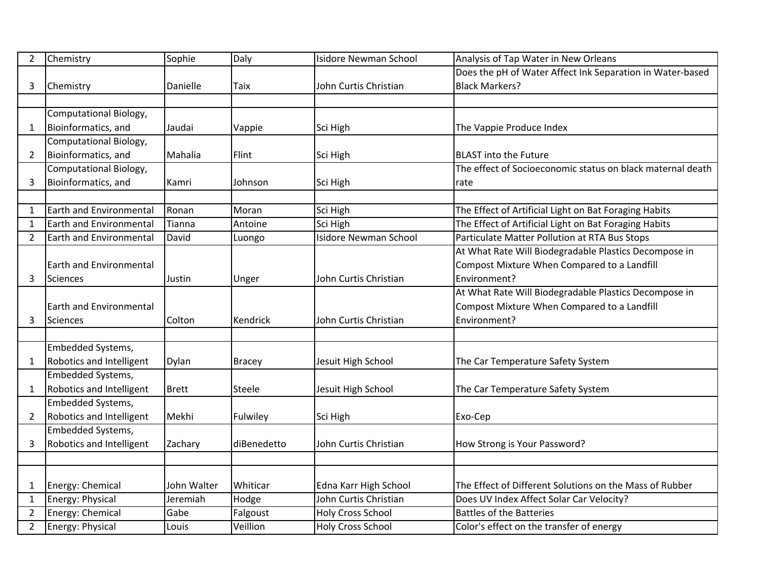| | | | | | |
|---|---|---|---|---|---|
| 2 | Chemistry | Sophie | Daly | Isidore Newman School | Analysis of Tap Water in New Orleans |
| 3 | Chemistry | Danielle | Taix | John Curtis Christian | Does the pH of Water Affect Ink Separation in Water-based Black Markers? |
| | | | | | |
| 1 | Computational Biology, Bioinformatics, and | Jaudai | Vappie | Sci High | The Vappie Produce Index |
| 2 | Computational Biology, Bioinformatics, and | Mahalia | Flint | Sci High | BLAST into the Future |
| 3 | Computational Biology, Bioinformatics, and | Kamri | Johnson | Sci High | The effect of Socioeconomic status on black maternal death rate |
| | | | | | |
| 1 | Earth and Environmental | Ronan | Moran | Sci High | The Effect of Artificial Light on Bat Foraging Habits |
| 1 | Earth and Environmental | Tianna | Antoine | Sci High | The Effect of Artificial Light on Bat Foraging Habits |
| 2 | Earth and Environmental | David | Luongo | Isidore Newman School | Particulate Matter Pollution at RTA Bus Stops |
| 3 | Earth and Environmental Sciences | Justin | Unger | John Curtis Christian | At What Rate Will Biodegradable Plastics Decompose in Compost Mixture When Compared to a Landfill Environment? |
| 3 | Earth and Environmental Sciences | Colton | Kendrick | John Curtis Christian | At What Rate Will Biodegradable Plastics Decompose in Compost Mixture When Compared to a Landfill Environment? |
| | | | | | |
| 1 | Embedded Systems, Robotics and Intelligent | Dylan | Bracey | Jesuit High School | The Car Temperature Safety System |
| 1 | Embedded Systems, Robotics and Intelligent | Brett | Steele | Jesuit High School | The Car Temperature Safety System |
| 2 | Embedded Systems, Robotics and Intelligent | Mekhi | Fulwiley | Sci High | Exo-Cep |
| 3 | Embedded Systems, Robotics and Intelligent | Zachary | diBenedetto | John Curtis Christian | How Strong is Your Password? |
| | | | | | |
| 1 | Energy: Chemical | John Walter | Whiticar | Edna Karr High School | The Effect of Different Solutions on the Mass of Rubber |
| 1 | Energy: Physical | Jeremiah | Hodge | John Curtis Christian | Does UV Index Affect Solar Car Velocity? |
| 2 | Energy: Chemical | Gabe | Falgoust | Holy Cross School | Battles of the Batteries |
| 2 | Energy: Physical | Louis | Veillion | Holy Cross School | Color's effect on the transfer of energy |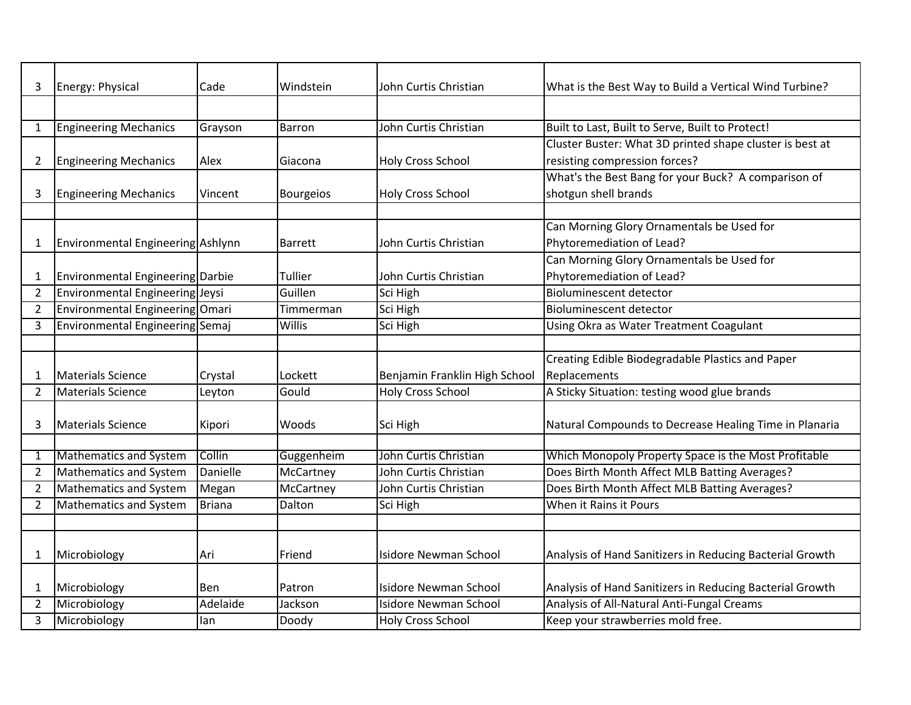| | | | | | |
|---|---|---|---|---|---|
| 3 | Energy: Physical | Cade | Windstein | John Curtis Christian | What is the Best Way to Build a Vertical Wind Turbine? |
| | | | | | |
| 1 | Engineering Mechanics | Grayson | Barron | John Curtis Christian | Built to Last, Built to Serve, Built to Protect! |
| 2 | Engineering Mechanics | Alex | Giacona | Holy Cross School | Cluster Buster: What 3D printed shape cluster is best at resisting compression forces? |
| 3 | Engineering Mechanics | Vincent | Bourgeios | Holy Cross School | What's the Best Bang for your Buck? A comparison of shotgun shell brands |
| | | | | | |
| 1 | Environmental Engineering | Ashlynn | Barrett | John Curtis Christian | Can Morning Glory Ornamentals be Used for Phytoremediation of Lead? |
| 1 | Environmental Engineering | Darbie | Tullier | John Curtis Christian | Can Morning Glory Ornamentals be Used for Phytoremediation of Lead? |
| 2 | Environmental Engineering | Jeysi | Guillen | Sci High | Bioluminescent detector |
| 2 | Environmental Engineering | Omari | Timmerman | Sci High | Bioluminescent detector |
| 3 | Environmental Engineering | Semaj | Willis | Sci High | Using Okra as Water Treatment Coagulant |
| | | | | | |
| 1 | Materials Science | Crystal | Lockett | Benjamin Franklin High School | Creating Edible Biodegradable Plastics and Paper Replacements |
| 2 | Materials Science | Leyton | Gould | Holy Cross School | A Sticky Situation: testing wood glue brands |
| 3 | Materials Science | Kipori | Woods | Sci High | Natural Compounds to Decrease Healing Time in Planaria |
| | | | | | |
| 1 | Mathematics and System | Collin | Guggenheim | John Curtis Christian | Which Monopoly Property Space is the Most Profitable |
| 2 | Mathematics and System | Danielle | McCartney | John Curtis Christian | Does Birth Month Affect MLB Batting Averages? |
| 2 | Mathematics and System | Megan | McCartney | John Curtis Christian | Does Birth Month Affect MLB Batting Averages? |
| 2 | Mathematics and System | Briana | Dalton | Sci High | When it Rains it Pours |
| | | | | | |
| 1 | Microbiology | Ari | Friend | Isidore Newman School | Analysis of Hand Sanitizers in Reducing Bacterial Growth |
| 1 | Microbiology | Ben | Patron | Isidore Newman School | Analysis of Hand Sanitizers in Reducing Bacterial Growth |
| 2 | Microbiology | Adelaide | Jackson | Isidore Newman School | Analysis of All-Natural Anti-Fungal Creams |
| 3 | Microbiology | Ian | Doody | Holy Cross School | Keep your strawberries mold free. |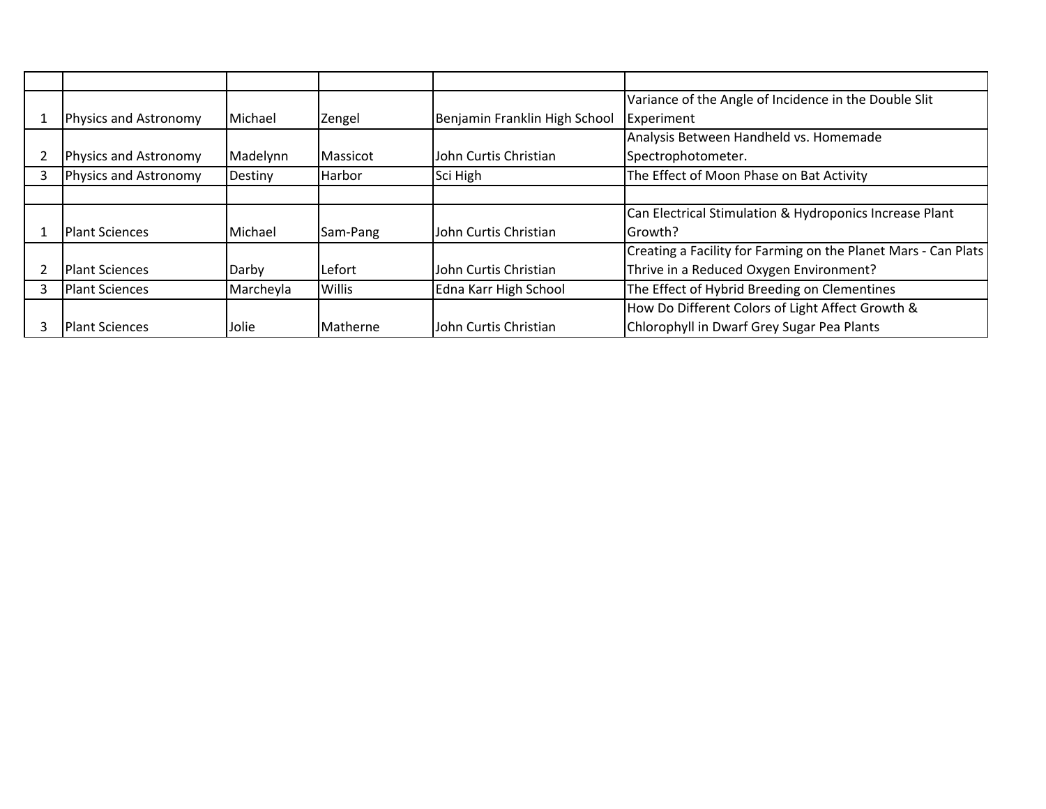| | | | | | |
|---|---|---|---|---|---|
| | | | | | |
| 1 | Physics and Astronomy | Michael | Zengel | Benjamin Franklin High School | Variance of the Angle of Incidence in the Double Slit Experiment |
| 2 | Physics and Astronomy | Madelynn | Massicot | John Curtis Christian | Analysis Between Handheld vs. Homemade Spectrophotometer. |
| 3 | Physics and Astronomy | Destiny | Harbor | Sci High | The Effect of Moon Phase on Bat Activity |
| | | | | | |
| 1 | Plant Sciences | Michael | Sam-Pang | John Curtis Christian | Can Electrical Stimulation & Hydroponics Increase Plant Growth? |
| 2 | Plant Sciences | Darby | Lefort | John Curtis Christian | Creating a Facility for Farming on the Planet Mars - Can Plats Thrive in a Reduced Oxygen Environment? |
| 3 | Plant Sciences | Marcheyla | Willis | Edna Karr High School | The Effect of Hybrid Breeding on Clementines |
| 3 | Plant Sciences | Jolie | Matherne | John Curtis Christian | How Do Different Colors of Light Affect Growth & Chlorophyll in Dwarf Grey Sugar Pea Plants |